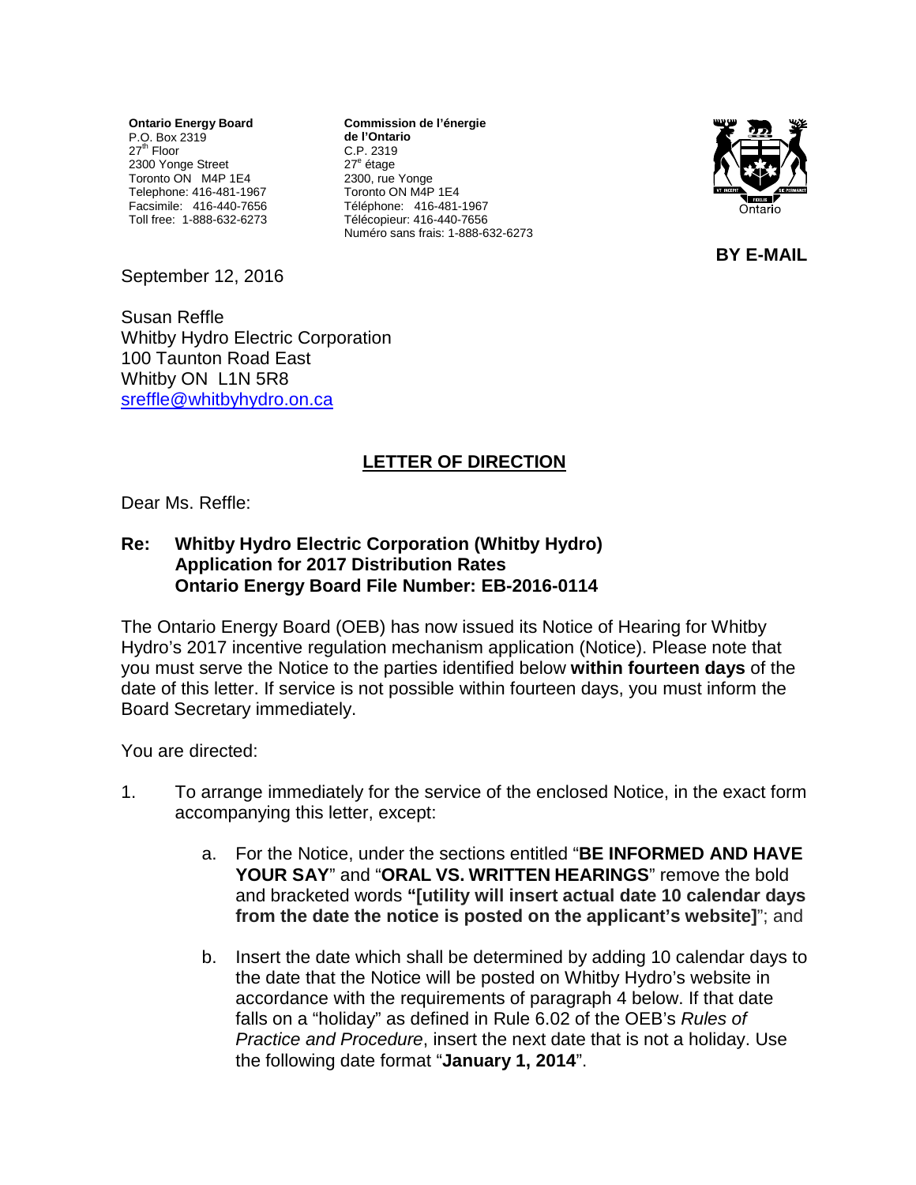**Ontario Energy Board**
P.O. Box 2319
27th Floor
2300 Yonge Street
Toronto ON M4P 1E4
Telephone: 416-481-1967
Facsimile: 416-440-7656
Toll free: 1-888-632-6273

**Commission de l'énergie de l'Ontario**
C.P. 2319
27e étage
2300, rue Yonge
Toronto ON M4P 1E4
Téléphone: 416-481-1967
Télécopieur: 416-440-7656
Numéro sans frais: 1-888-632-6273

**BY E-MAIL**

September 12, 2016

Susan Reffle
Whitby Hydro Electric Corporation
100 Taunton Road East
Whitby ON L1N 5R8
sreffle@whitbyhydro.on.ca

## LETTER OF DIRECTION

Dear Ms. Reffle:

**Re: Whitby Hydro Electric Corporation (Whitby Hydro)**
**Application for 2017 Distribution Rates**
**Ontario Energy Board File Number: EB-2016-0114**

The Ontario Energy Board (OEB) has now issued its Notice of Hearing for Whitby Hydro's 2017 incentive regulation mechanism application (Notice). Please note that you must serve the Notice to the parties identified below **within fourteen days** of the date of this letter. If service is not possible within fourteen days, you must inform the Board Secretary immediately.

You are directed:

1. To arrange immediately for the service of the enclosed Notice, in the exact form accompanying this letter, except:

   a. For the Notice, under the sections entitled "**BE INFORMED AND HAVE YOUR SAY**" and "**ORAL VS. WRITTEN HEARINGS**" remove the bold and bracketed words **"[utility will insert actual date 10 calendar days from the date the notice is posted on the applicant's website]**"; and

   b. Insert the date which shall be determined by adding 10 calendar days to the date that the Notice will be posted on Whitby Hydro's website in accordance with the requirements of paragraph 4 below. If that date falls on a "holiday" as defined in Rule 6.02 of the OEB's *Rules of Practice and Procedure*, insert the next date that is not a holiday. Use the following date format "**January 1, 2014**".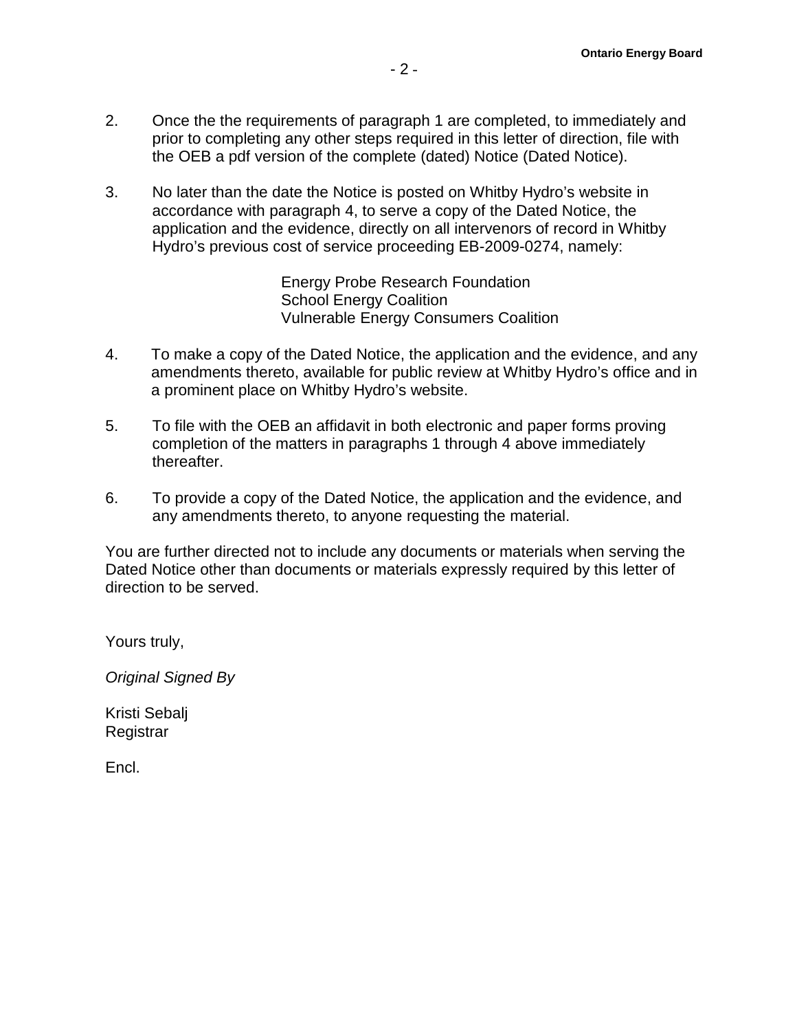2. Once the the requirements of paragraph 1 are completed, to immediately and prior to completing any other steps required in this letter of direction, file with the OEB a pdf version of the complete (dated) Notice (Dated Notice).

3. No later than the date the Notice is posted on Whitby Hydro's website in accordance with paragraph 4, to serve a copy of the Dated Notice, the application and the evidence, directly on all intervenors of record in Whitby Hydro's previous cost of service proceeding EB-2009-0274, namely:

   Energy Probe Research Foundation
   School Energy Coalition
   Vulnerable Energy Consumers Coalition

4. To make a copy of the Dated Notice, the application and the evidence, and any amendments thereto, available for public review at Whitby Hydro's office and in a prominent place on Whitby Hydro's website.

5. To file with the OEB an affidavit in both electronic and paper forms proving completion of the matters in paragraphs 1 through 4 above immediately thereafter.

6. To provide a copy of the Dated Notice, the application and the evidence, and any amendments thereto, to anyone requesting the material.

You are further directed not to include any documents or materials when serving the Dated Notice other than documents or materials expressly required by this letter of direction to be served.

Yours truly,

*Original Signed By*

Kristi Sebalj
Registrar

Encl.